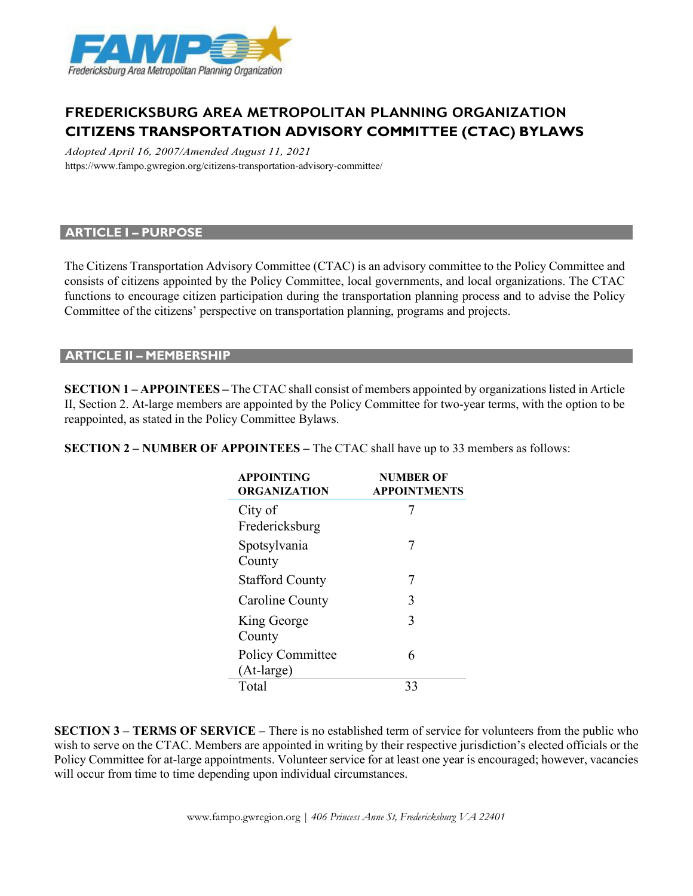FAMPO Fredericksburg Area Metropolitan Planning Organization

# FREDERICKSBURG AREA METROPOLITAN PLANNING ORGANIZATION CITIZENS TRANSPORTATION ADVISORY COMMITTEE (CTAC) BYLAWS

*Adopted April 16, 2007/Amended August 11, 2021*

https://www.fampo.gwregion.org/citizens-transportation-advisory-committee/

## ARTICLE I – PURPOSE

The Citizens Transportation Advisory Committee (CTAC) is an advisory committee to the Policy Committee and consists of citizens appointed by the Policy Committee, local governments, and local organizations. The CTAC functions to encourage citizen participation during the transportation planning process and to advise the Policy Committee of the citizens' perspective on transportation planning, programs and projects.

## ARTICLE II – MEMBERSHIP

**SECTION 1 – APPOINTEES –** The CTAC shall consist of members appointed by organizations listed in Article II, Section 2. At-large members are appointed by the Policy Committee for two-year terms, with the option to be reappointed, as stated in the Policy Committee Bylaws.

**SECTION 2 – NUMBER OF APPOINTEES –** The CTAC shall have up to 33 members as follows:

| APPOINTING ORGANIZATION | NUMBER OF APPOINTMENTS |
|---|---|
| City of Fredericksburg | 7 |
| Spotsylvania County | 7 |
| Stafford County | 7 |
| Caroline County | 3 |
| King George County | 3 |
| Policy Committee (At-large) | 6 |
| Total | 33 |

**SECTION 3 – TERMS OF SERVICE –** There is no established term of service for volunteers from the public who wish to serve on the CTAC. Members are appointed in writing by their respective jurisdiction's elected officials or the Policy Committee for at-large appointments. Volunteer service for at least one year is encouraged; however, vacancies will occur from time to time depending upon individual circumstances.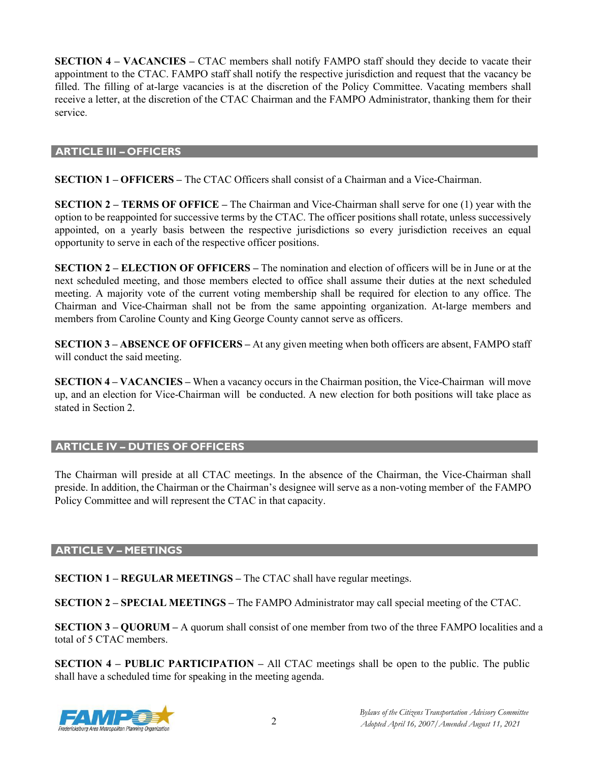**SECTION 4 – VACANCIES –** CTAC members shall notify FAMPO staff should they decide to vacate their appointment to the CTAC. FAMPO staff shall notify the respective jurisdiction and request that the vacancy be filled. The filling of at-large vacancies is at the discretion of the Policy Committee. Vacating members shall receive a letter, at the discretion of the CTAC Chairman and the FAMPO Administrator, thanking them for their service.

## ARTICLE III – OFFICERS

**SECTION 1 – OFFICERS –** The CTAC Officers shall consist of a Chairman and a Vice-Chairman.

**SECTION 2 – TERMS OF OFFICE –** The Chairman and Vice-Chairman shall serve for one (1) year with the option to be reappointed for successive terms by the CTAC. The officer positions shall rotate, unless successively appointed, on a yearly basis between the respective jurisdictions so every jurisdiction receives an equal opportunity to serve in each of the respective officer positions.

**SECTION 2 – ELECTION OF OFFICERS –** The nomination and election of officers will be in June or at the next scheduled meeting, and those members elected to office shall assume their duties at the next scheduled meeting. A majority vote of the current voting membership shall be required for election to any office. The Chairman and Vice-Chairman shall not be from the same appointing organization. At-large members and members from Caroline County and King George County cannot serve as officers.

**SECTION 3 – ABSENCE OF OFFICERS –** At any given meeting when both officers are absent, FAMPO staff will conduct the said meeting.

**SECTION 4 – VACANCIES –** When a vacancy occurs in the Chairman position, the Vice-Chairman will move up, and an election for Vice-Chairman will be conducted. A new election for both positions will take place as stated in Section 2.

## ARTICLE IV – DUTIES OF OFFICERS

The Chairman will preside at all CTAC meetings. In the absence of the Chairman, the Vice-Chairman shall preside. In addition, the Chairman or the Chairman's designee will serve as a non-voting member of the FAMPO Policy Committee and will represent the CTAC in that capacity.

## ARTICLE V – MEETINGS

**SECTION 1 – REGULAR MEETINGS –** The CTAC shall have regular meetings.

**SECTION 2 – SPECIAL MEETINGS –** The FAMPO Administrator may call special meeting of the CTAC.

**SECTION 3 – QUORUM –** A quorum shall consist of one member from two of the three FAMPO localities and a total of 5 CTAC members.

**SECTION 4 – PUBLIC PARTICIPATION –** All CTAC meetings shall be open to the public. The public shall have a scheduled time for speaking in the meeting agenda.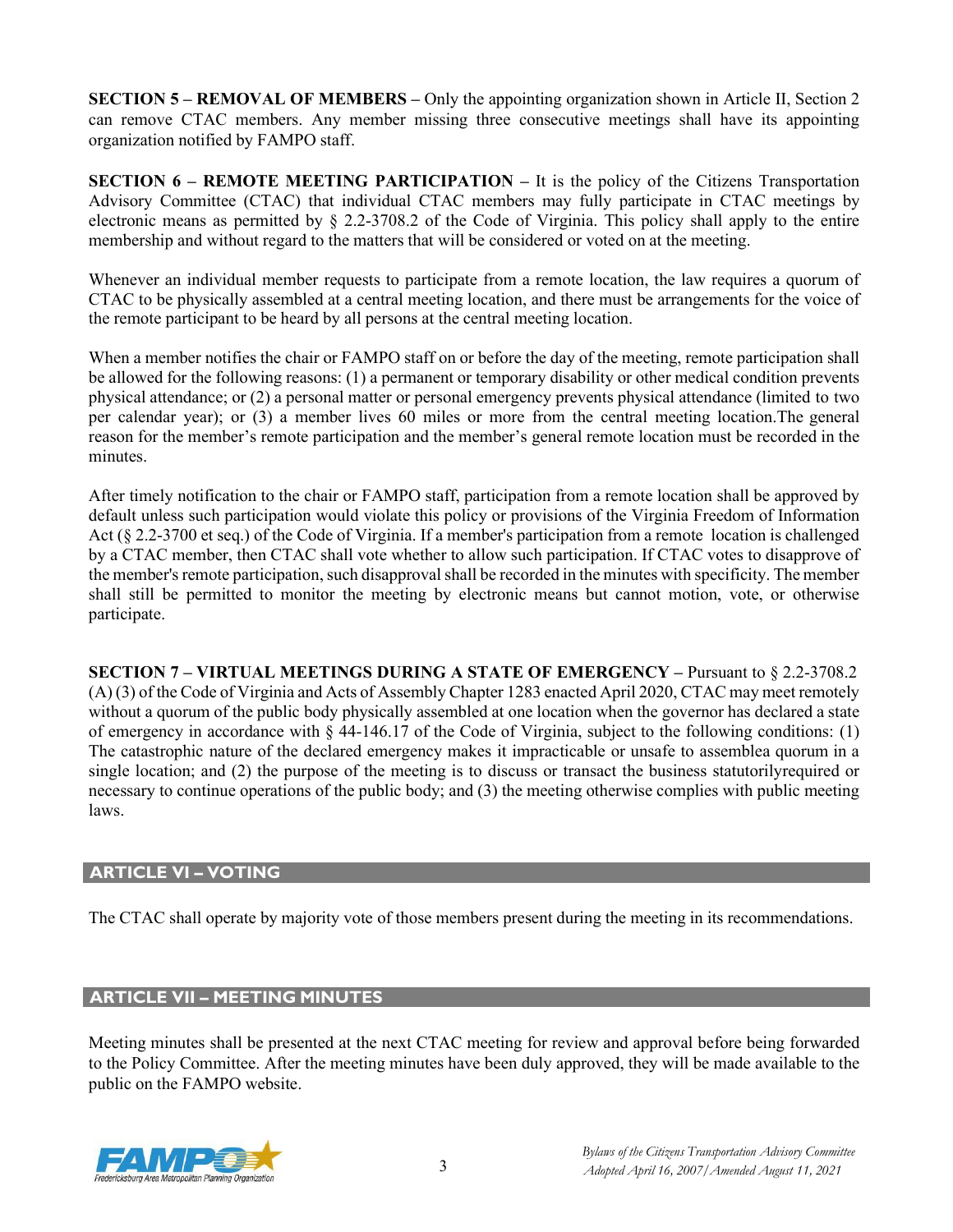**SECTION 5 – REMOVAL OF MEMBERS –** Only the appointing organization shown in Article II, Section 2 can remove CTAC members. Any member missing three consecutive meetings shall have its appointing organization notified by FAMPO staff.

**SECTION 6 – REMOTE MEETING PARTICIPATION –** It is the policy of the Citizens Transportation Advisory Committee (CTAC) that individual CTAC members may fully participate in CTAC meetings by electronic means as permitted by § 2.2-3708.2 of the Code of Virginia. This policy shall apply to the entire membership and without regard to the matters that will be considered or voted on at the meeting.

Whenever an individual member requests to participate from a remote location, the law requires a quorum of CTAC to be physically assembled at a central meeting location, and there must be arrangements for the voice of the remote participant to be heard by all persons at the central meeting location.

When a member notifies the chair or FAMPO staff on or before the day of the meeting, remote participation shall be allowed for the following reasons: (1) a permanent or temporary disability or other medical condition prevents physical attendance; or (2) a personal matter or personal emergency prevents physical attendance (limited to two per calendar year); or (3) a member lives 60 miles or more from the central meeting location.The general reason for the member's remote participation and the member's general remote location must be recorded in the minutes.

After timely notification to the chair or FAMPO staff, participation from a remote location shall be approved by default unless such participation would violate this policy or provisions of the Virginia Freedom of Information Act (§ 2.2-3700 et seq.) of the Code of Virginia. If a member's participation from a remote location is challenged by a CTAC member, then CTAC shall vote whether to allow such participation. If CTAC votes to disapprove of the member's remote participation, such disapproval shall be recorded in the minutes with specificity. The member shall still be permitted to monitor the meeting by electronic means but cannot motion, vote, or otherwise participate.

**SECTION 7 – VIRTUAL MEETINGS DURING A STATE OF EMERGENCY –** Pursuant to § 2.2-3708.2 (A) (3) of the Code of Virginia and Acts of Assembly Chapter 1283 enacted April 2020, CTAC may meet remotely without a quorum of the public body physically assembled at one location when the governor has declared a state of emergency in accordance with § 44-146.17 of the Code of Virginia, subject to the following conditions: (1) The catastrophic nature of the declared emergency makes it impracticable or unsafe to assemblea quorum in a single location; and (2) the purpose of the meeting is to discuss or transact the business statutorilyrequired or necessary to continue operations of the public body; and (3) the meeting otherwise complies with public meeting laws.

## ARTICLE VI – VOTING

The CTAC shall operate by majority vote of those members present during the meeting in its recommendations.

## ARTICLE VII – MEETING MINUTES

Meeting minutes shall be presented at the next CTAC meeting for review and approval before being forwarded to the Policy Committee. After the meeting minutes have been duly approved, they will be made available to the public on the FAMPO website.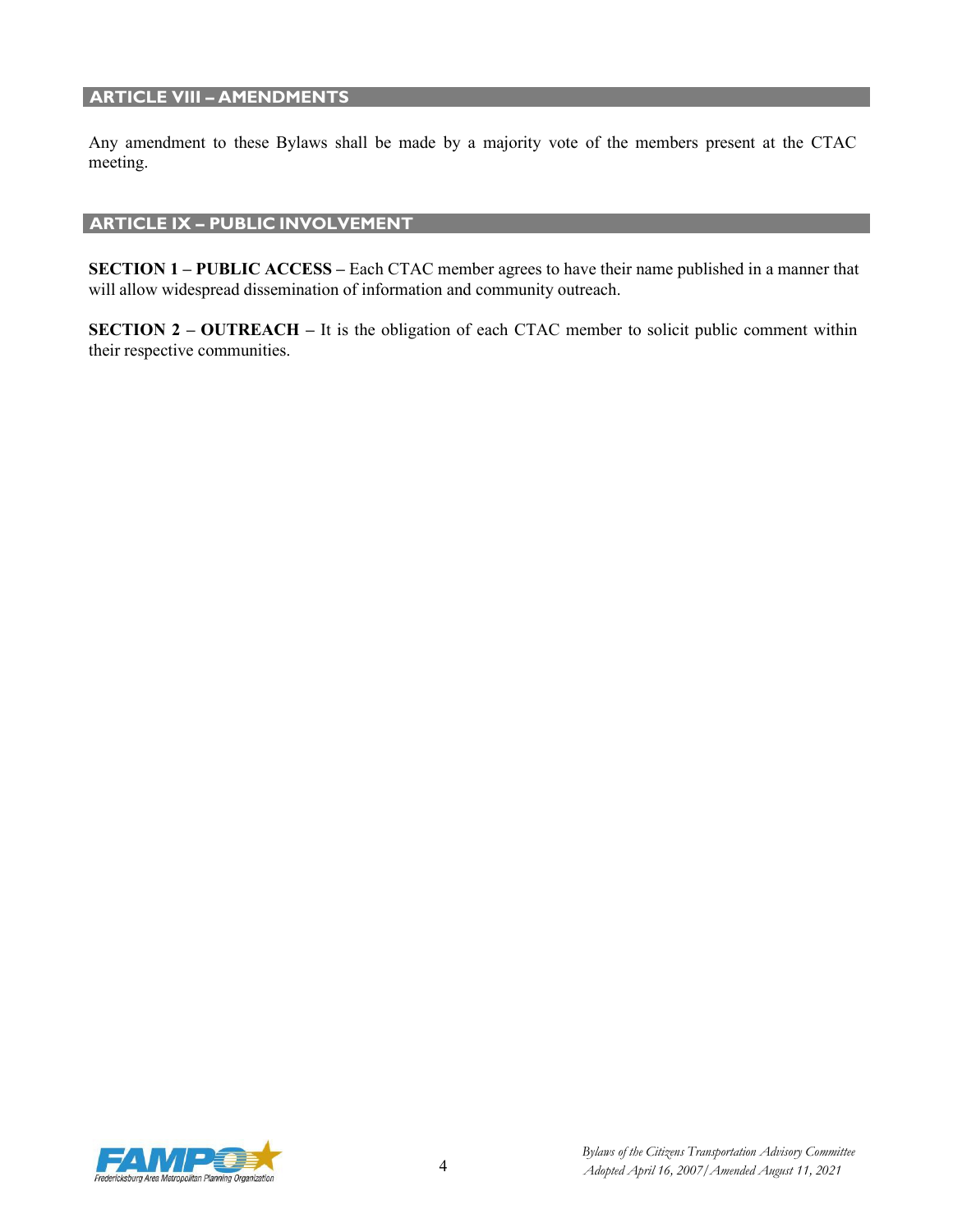## ARTICLE VIII – AMENDMENTS

Any amendment to these Bylaws shall be made by a majority vote of the members present at the CTAC meeting.

## ARTICLE IX – PUBLIC INVOLVEMENT

**SECTION 1 – PUBLIC ACCESS –** Each CTAC member agrees to have their name published in a manner that will allow widespread dissemination of information and community outreach.

**SECTION 2 – OUTREACH –** It is the obligation of each CTAC member to solicit public comment within their respective communities.